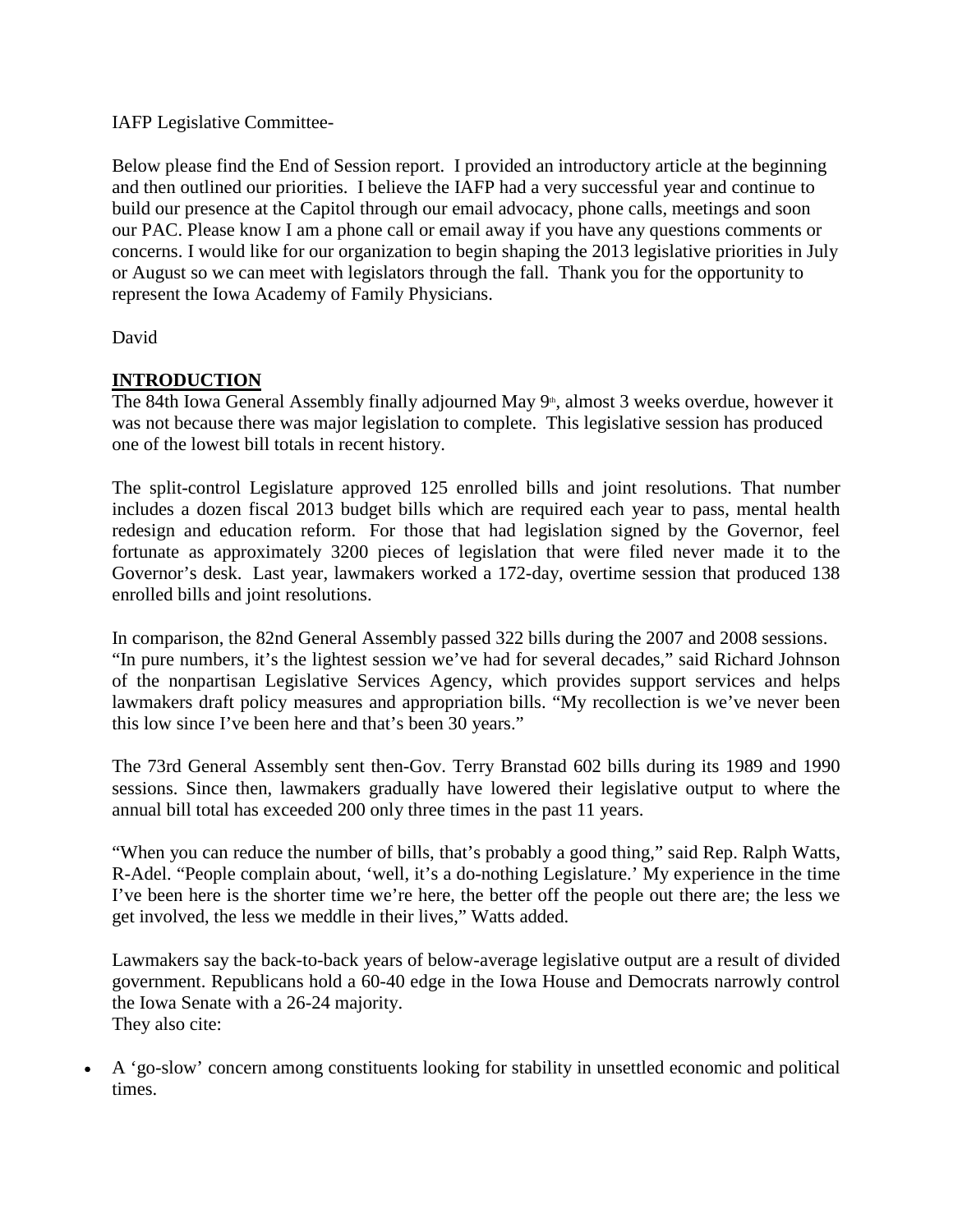IAFP Legislative Committee-

Below please find the End of Session report. I provided an introductory article at the beginning and then outlined our priorities. I believe the IAFP had a very successful year and continue to build our presence at the Capitol through our email advocacy, phone calls, meetings and soon our PAC. Please know I am a phone call or email away if you have any questions comments or concerns. I would like for our organization to begin shaping the 2013 legislative priorities in July or August so we can meet with legislators through the fall. Thank you for the opportunity to represent the Iowa Academy of Family Physicians.

David

## INTRODUCTION

The 84th Iowa General Assembly finally adjourned May 9th, almost 3 weeks overdue, however it was not because there was major legislation to complete. This legislative session has produced one of the lowest bill totals in recent history.

The split-control Legislature approved 125 enrolled bills and joint resolutions. That number includes a dozen fiscal 2013 budget bills which are required each year to pass, mental health redesign and education reform. For those that had legislation signed by the Governor, feel fortunate as approximately 3200 pieces of legislation that were filed never made it to the Governor's desk. Last year, lawmakers worked a 172-day, overtime session that produced 138 enrolled bills and joint resolutions.

In comparison, the 82nd General Assembly passed 322 bills during the 2007 and 2008 sessions. "In pure numbers, it's the lightest session we've had for several decades," said Richard Johnson of the nonpartisan Legislative Services Agency, which provides support services and helps lawmakers draft policy measures and appropriation bills. "My recollection is we've never been this low since I've been here and that's been 30 years."

The 73rd General Assembly sent then-Gov. Terry Branstad 602 bills during its 1989 and 1990 sessions. Since then, lawmakers gradually have lowered their legislative output to where the annual bill total has exceeded 200 only three times in the past 11 years.

"When you can reduce the number of bills, that's probably a good thing," said Rep. Ralph Watts, R-Adel. "People complain about, 'well, it's a do-nothing Legislature.' My experience in the time I've been here is the shorter time we're here, the better off the people out there are; the less we get involved, the less we meddle in their lives," Watts added.

Lawmakers say the back-to-back years of below-average legislative output are a result of divided government. Republicans hold a 60-40 edge in the Iowa House and Democrats narrowly control the Iowa Senate with a 26-24 majority.
They also cite:

- A 'go-slow' concern among constituents looking for stability in unsettled economic and political times.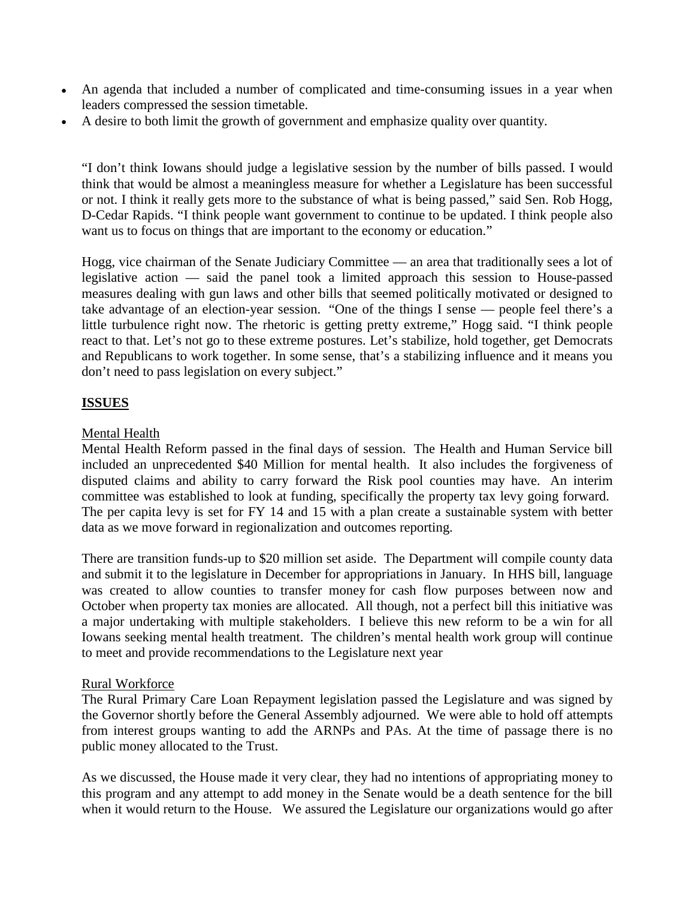- An agenda that included a number of complicated and time-consuming issues in a year when leaders compressed the session timetable.
- A desire to both limit the growth of government and emphasize quality over quantity.

"I don't think Iowans should judge a legislative session by the number of bills passed. I would think that would be almost a meaningless measure for whether a Legislature has been successful or not. I think it really gets more to the substance of what is being passed," said Sen. Rob Hogg, D-Cedar Rapids. "I think people want government to continue to be updated. I think people also want us to focus on things that are important to the economy or education."

Hogg, vice chairman of the Senate Judiciary Committee — an area that traditionally sees a lot of legislative action — said the panel took a limited approach this session to House-passed measures dealing with gun laws and other bills that seemed politically motivated or designed to take advantage of an election-year session. "One of the things I sense — people feel there's a little turbulence right now. The rhetoric is getting pretty extreme," Hogg said. "I think people react to that. Let's not go to these extreme postures. Let's stabilize, hold together, get Democrats and Republicans to work together. In some sense, that's a stabilizing influence and it means you don't need to pass legislation on every subject."

## ISSUES

### Mental Health

Mental Health Reform passed in the final days of session. The Health and Human Service bill included an unprecedented $40 Million for mental health. It also includes the forgiveness of disputed claims and ability to carry forward the Risk pool counties may have. An interim committee was established to look at funding, specifically the property tax levy going forward. The per capita levy is set for FY 14 and 15 with a plan create a sustainable system with better data as we move forward in regionalization and outcomes reporting.

There are transition funds-up to $20 million set aside. The Department will compile county data and submit it to the legislature in December for appropriations in January. In HHS bill, language was created to allow counties to transfer money for cash flow purposes between now and October when property tax monies are allocated. All though, not a perfect bill this initiative was a major undertaking with multiple stakeholders. I believe this new reform to be a win for all Iowans seeking mental health treatment. The children's mental health work group will continue to meet and provide recommendations to the Legislature next year

### Rural Workforce

The Rural Primary Care Loan Repayment legislation passed the Legislature and was signed by the Governor shortly before the General Assembly adjourned. We were able to hold off attempts from interest groups wanting to add the ARNPs and PAs. At the time of passage there is no public money allocated to the Trust.

As we discussed, the House made it very clear, they had no intentions of appropriating money to this program and any attempt to add money in the Senate would be a death sentence for the bill when it would return to the House. We assured the Legislature our organizations would go after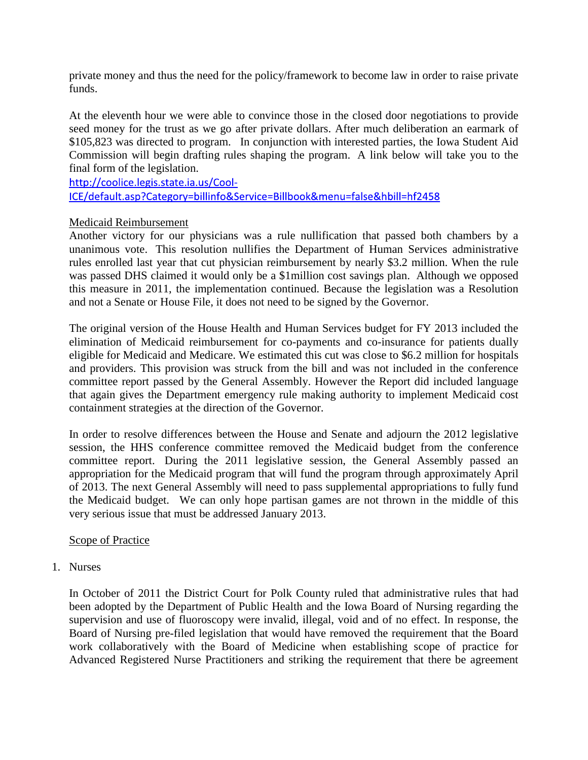private money and thus the need for the policy/framework to become law in order to raise private funds.

At the eleventh hour we were able to convince those in the closed door negotiations to provide seed money for the trust as we go after private dollars. After much deliberation an earmark of $105,823 was directed to program. In conjunction with interested parties, the Iowa Student Aid Commission will begin drafting rules shaping the program. A link below will take you to the final form of the legislation.

[http://coolice.legis.state.ia.us/Cool-ICE/default.asp?Category=billinfo&Service=Billbook&menu=false&hbill=hf2458](http://coolice.legis.state.ia.us/Cool-ICE/default.asp?Category=billinfo&Service=Billbook&menu=false&hbill=hf2458)

<u>Medicaid Reimbursement</u>

Another victory for our physicians was a rule nullification that passed both chambers by a unanimous vote. This resolution nullifies the Department of Human Services administrative rules enrolled last year that cut physician reimbursement by nearly $3.2 million. When the rule was passed DHS claimed it would only be a $1million cost savings plan. Although we opposed this measure in 2011, the implementation continued. Because the legislation was a Resolution and not a Senate or House File, it does not need to be signed by the Governor.

The original version of the House Health and Human Services budget for FY 2013 included the elimination of Medicaid reimbursement for co-payments and co-insurance for patients dually eligible for Medicaid and Medicare. We estimated this cut was close to $6.2 million for hospitals and providers. This provision was struck from the bill and was not included in the conference committee report passed by the General Assembly. However the Report did included language that again gives the Department emergency rule making authority to implement Medicaid cost containment strategies at the direction of the Governor.

In order to resolve differences between the House and Senate and adjourn the 2012 legislative session, the HHS conference committee removed the Medicaid budget from the conference committee report. During the 2011 legislative session, the General Assembly passed an appropriation for the Medicaid program that will fund the program through approximately April of 2013. The next General Assembly will need to pass supplemental appropriations to fully fund the Medicaid budget. We can only hope partisan games are not thrown in the middle of this very serious issue that must be addressed January 2013.

<u>Scope of Practice</u>

1. Nurses

   In October of 2011 the District Court for Polk County ruled that administrative rules that had been adopted by the Department of Public Health and the Iowa Board of Nursing regarding the supervision and use of fluoroscopy were invalid, illegal, void and of no effect. In response, the Board of Nursing pre-filed legislation that would have removed the requirement that the Board work collaboratively with the Board of Medicine when establishing scope of practice for Advanced Registered Nurse Practitioners and striking the requirement that there be agreement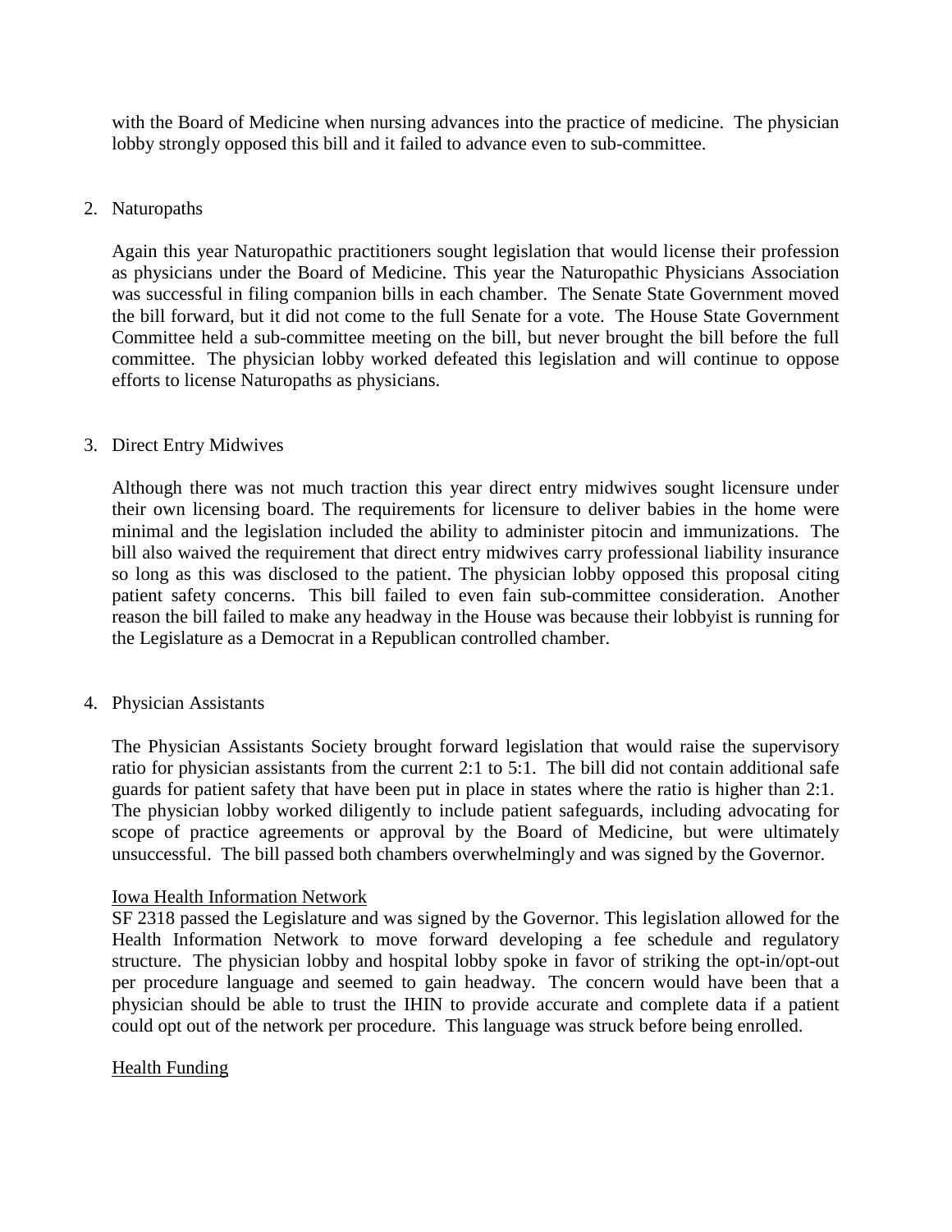with the Board of Medicine when nursing advances into the practice of medicine. The physician lobby strongly opposed this bill and it failed to advance even to sub-committee.

2. Naturopaths

   Again this year Naturopathic practitioners sought legislation that would license their profession as physicians under the Board of Medicine. This year the Naturopathic Physicians Association was successful in filing companion bills in each chamber. The Senate State Government moved the bill forward, but it did not come to the full Senate for a vote. The House State Government Committee held a sub-committee meeting on the bill, but never brought the bill before the full committee. The physician lobby worked defeated this legislation and will continue to oppose efforts to license Naturopaths as physicians.

3. Direct Entry Midwives

   Although there was not much traction this year direct entry midwives sought licensure under their own licensing board. The requirements for licensure to deliver babies in the home were minimal and the legislation included the ability to administer pitocin and immunizations. The bill also waived the requirement that direct entry midwives carry professional liability insurance so long as this was disclosed to the patient. The physician lobby opposed this proposal citing patient safety concerns. This bill failed to even fain sub-committee consideration. Another reason the bill failed to make any headway in the House was because their lobbyist is running for the Legislature as a Democrat in a Republican controlled chamber.

4. Physician Assistants

   The Physician Assistants Society brought forward legislation that would raise the supervisory ratio for physician assistants from the current 2:1 to 5:1. The bill did not contain additional safe guards for patient safety that have been put in place in states where the ratio is higher than 2:1. The physician lobby worked diligently to include patient safeguards, including advocating for scope of practice agreements or approval by the Board of Medicine, but were ultimately unsuccessful. The bill passed both chambers overwhelmingly and was signed by the Governor.

<u>Iowa Health Information Network</u>

SF 2318 passed the Legislature and was signed by the Governor. This legislation allowed for the Health Information Network to move forward developing a fee schedule and regulatory structure. The physician lobby and hospital lobby spoke in favor of striking the opt-in/opt-out per procedure language and seemed to gain headway. The concern would have been that a physician should be able to trust the IHIN to provide accurate and complete data if a patient could opt out of the network per procedure. This language was struck before being enrolled.

<u>Health Funding</u>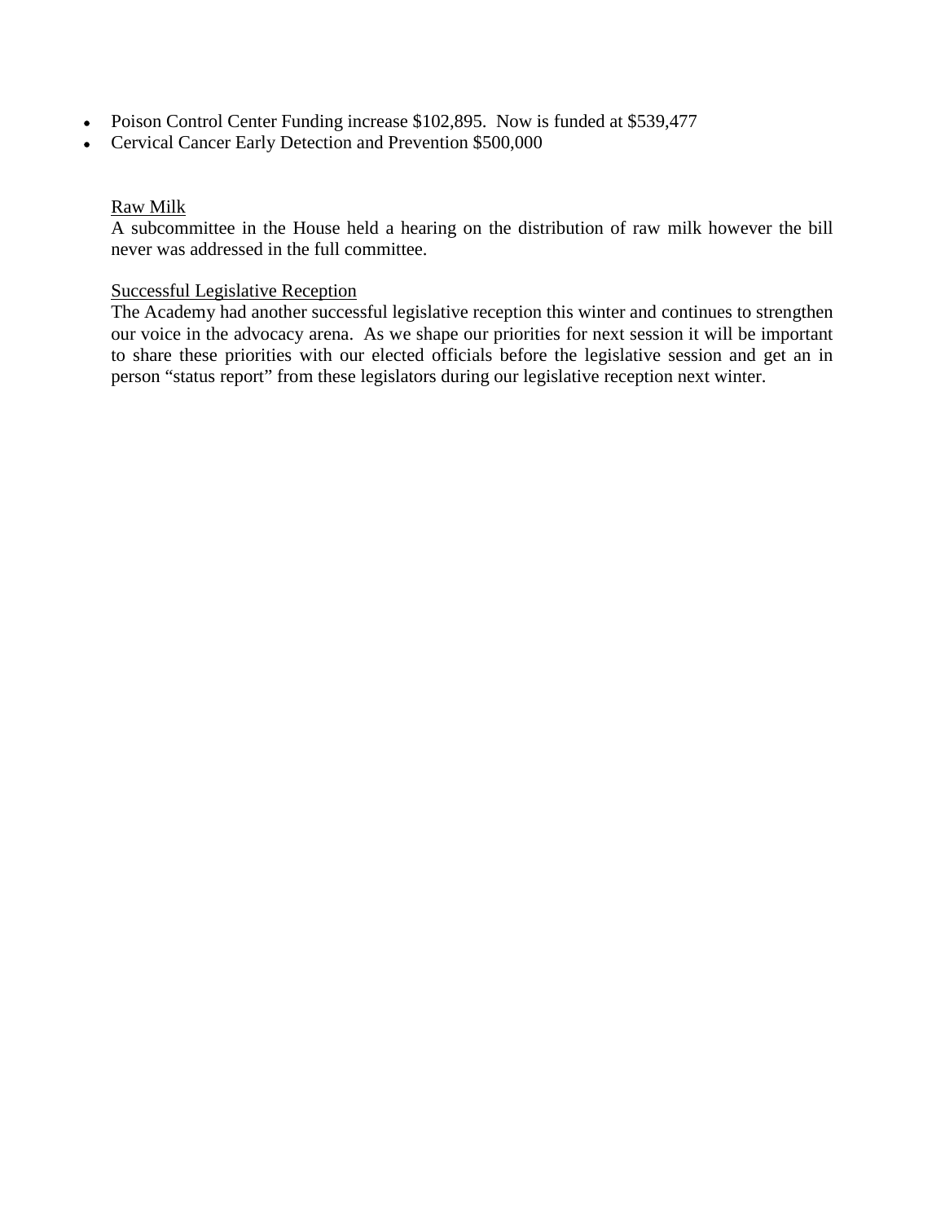- Poison Control Center Funding increase $102,895.  Now is funded at $539,477
- Cervical Cancer Early Detection and Prevention $500,000

<u>Raw Milk</u>

A subcommittee in the House held a hearing on the distribution of raw milk however the bill never was addressed in the full committee.

<u>Successful Legislative Reception</u>

The Academy had another successful legislative reception this winter and continues to strengthen our voice in the advocacy arena.  As we shape our priorities for next session it will be important to share these priorities with our elected officials before the legislative session and get an in person "status report" from these legislators during our legislative reception next winter.